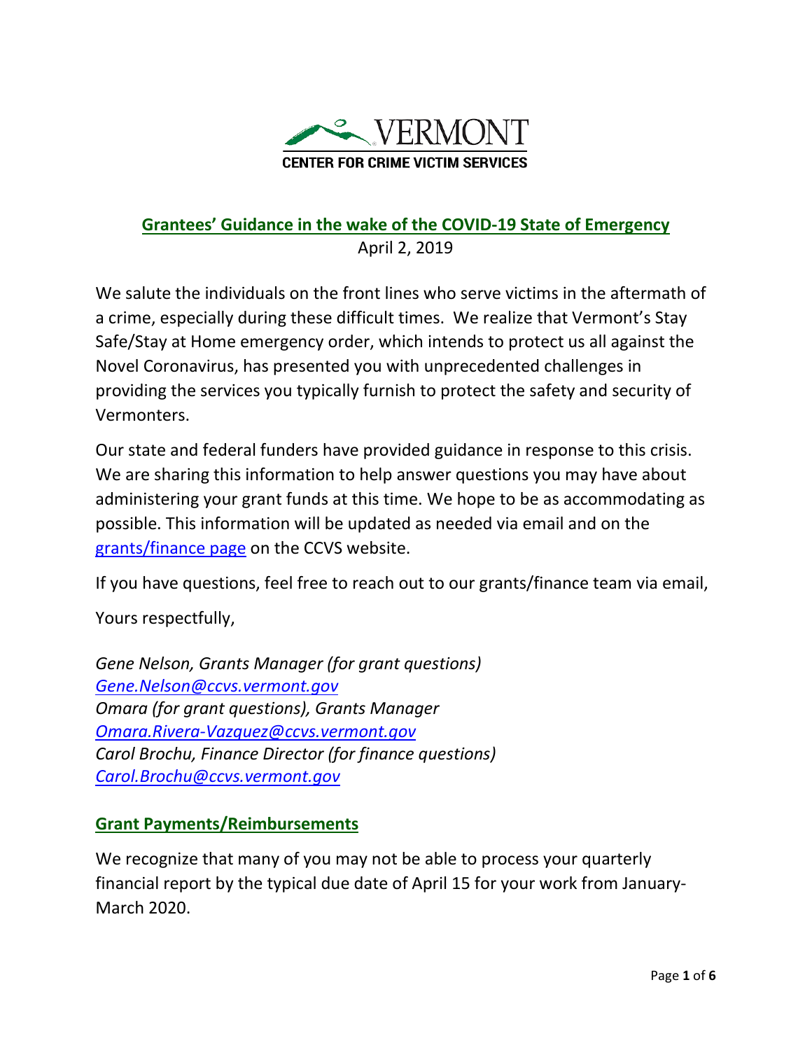VERMONT

CENTER FOR CRIME VICTIM SERVICES

## Grantees' Guidance in the wake of the COVID-19 State of Emergency

April 2, 2019

We salute the individuals on the front lines who serve victims in the aftermath of a crime, especially during these difficult times. We realize that Vermont's Stay Safe/Stay at Home emergency order, which intends to protect us all against the Novel Coronavirus, has presented you with unprecedented challenges in providing the services you typically furnish to protect the safety and security of Vermonters.

Our state and federal funders have provided guidance in response to this crisis. We are sharing this information to help answer questions you may have about administering your grant funds at this time. We hope to be as accommodating as possible. This information will be updated as needed via email and on the grants/finance page on the CCVS website.

If you have questions, feel free to reach out to our grants/finance team via email,

Yours respectfully,

*Gene Nelson, Grants Manager (for grant questions)*
*Gene.Nelson@ccvs.vermont.gov*
*Omara (for grant questions), Grants Manager*
*Omara.Rivera-Vazquez@ccvs.vermont.gov*
*Carol Brochu, Finance Director (for finance questions)*
*Carol.Brochu@ccvs.vermont.gov*

## Grant Payments/Reimbursements

We recognize that many of you may not be able to process your quarterly financial report by the typical due date of April 15 for your work from January-March 2020.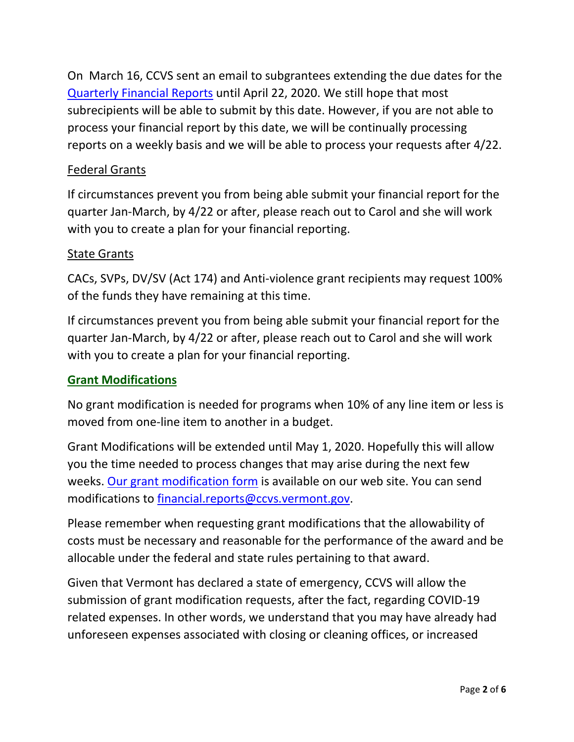On March 16, CCVS sent an email to subgrantees extending the due dates for the [Quarterly Financial Reports]() until April 22, 2020. We still hope that most subrecipients will be able to submit by this date. However, if you are not able to process your financial report by this date, we will be continually processing reports on a weekly basis and we will be able to process your requests after 4/22.

<u>Federal Grants</u>

If circumstances prevent you from being able submit your financial report for the quarter Jan-March, by 4/22 or after, please reach out to Carol and she will work with you to create a plan for your financial reporting.

<u>State Grants</u>

CACs, SVPs, DV/SV (Act 174) and Anti-violence grant recipients may request 100% of the funds they have remaining at this time.

If circumstances prevent you from being able submit your financial report for the quarter Jan-March, by 4/22 or after, please reach out to Carol and she will work with you to create a plan for your financial reporting.

## Grant Modifications

No grant modification is needed for programs when 10% of any line item or less is moved from one-line item to another in a budget.

Grant Modifications will be extended until May 1, 2020. Hopefully this will allow you the time needed to process changes that may arise during the next few weeks. [Our grant modification form]() is available on our web site. You can send modifications to [financial.reports@ccvs.vermont.gov](mailto:financial.reports@ccvs.vermont.gov).

Please remember when requesting grant modifications that the allowability of costs must be necessary and reasonable for the performance of the award and be allocable under the federal and state rules pertaining to that award.

Given that Vermont has declared a state of emergency, CCVS will allow the submission of grant modification requests, after the fact, regarding COVID-19 related expenses. In other words, we understand that you may have already had unforeseen expenses associated with closing or cleaning offices, or increased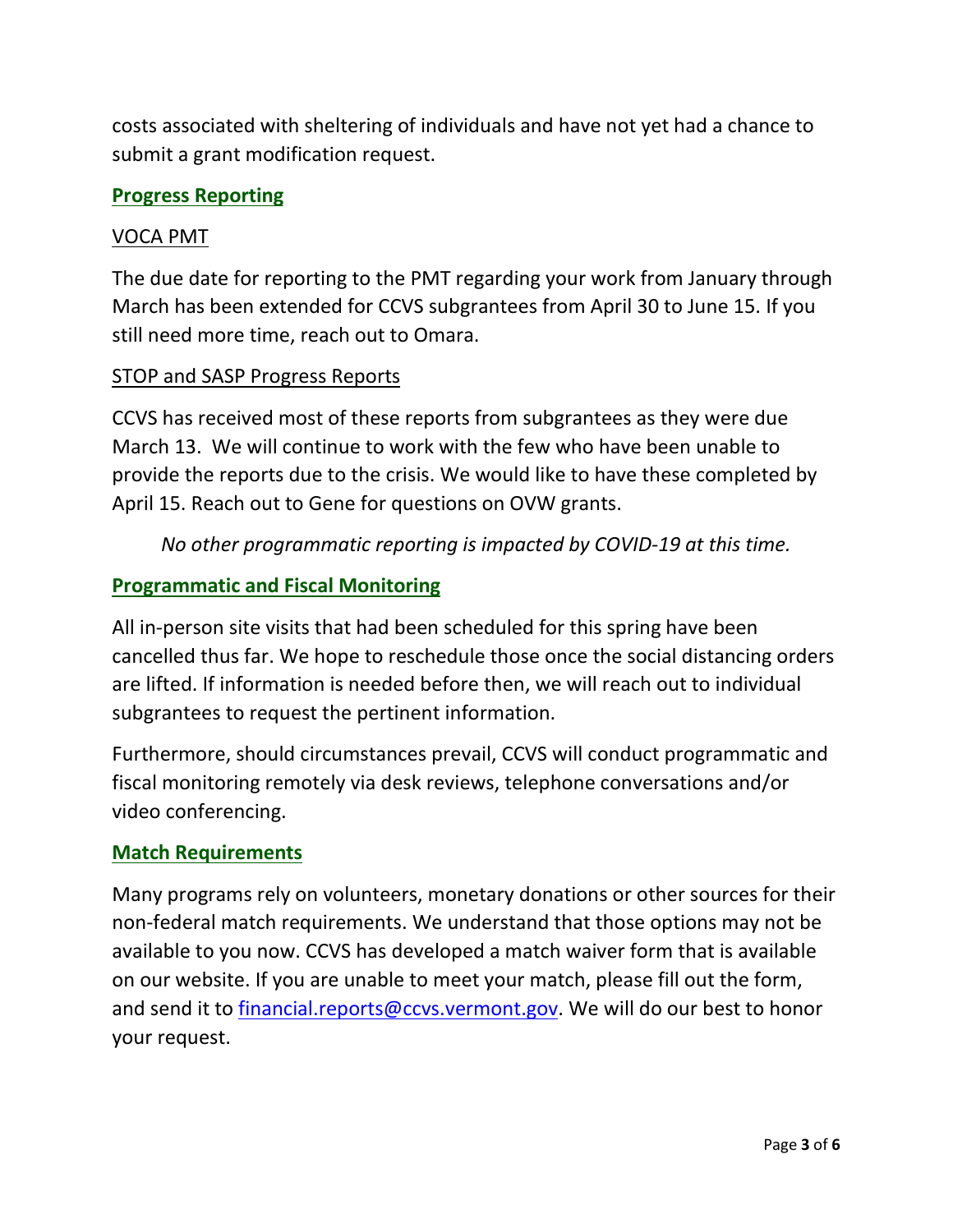costs associated with sheltering of individuals and have not yet had a chance to submit a grant modification request.

## Progress Reporting

### VOCA PMT

The due date for reporting to the PMT regarding your work from January through March has been extended for CCVS subgrantees from April 30 to June 15. If you still need more time, reach out to Omara.

### STOP and SASP Progress Reports

CCVS has received most of these reports from subgrantees as they were due March 13. We will continue to work with the few who have been unable to provide the reports due to the crisis. We would like to have these completed by April 15. Reach out to Gene for questions on OVW grants.

*No other programmatic reporting is impacted by COVID-19 at this time.*

## Programmatic and Fiscal Monitoring

All in-person site visits that had been scheduled for this spring have been cancelled thus far. We hope to reschedule those once the social distancing orders are lifted. If information is needed before then, we will reach out to individual subgrantees to request the pertinent information.

Furthermore, should circumstances prevail, CCVS will conduct programmatic and fiscal monitoring remotely via desk reviews, telephone conversations and/or video conferencing.

## Match Requirements

Many programs rely on volunteers, monetary donations or other sources for their non-federal match requirements. We understand that those options may not be available to you now. CCVS has developed a match waiver form that is available on our website. If you are unable to meet your match, please fill out the form, and send it to [financial.reports@ccvs.vermont.gov](mailto:financial.reports@ccvs.vermont.gov). We will do our best to honor your request.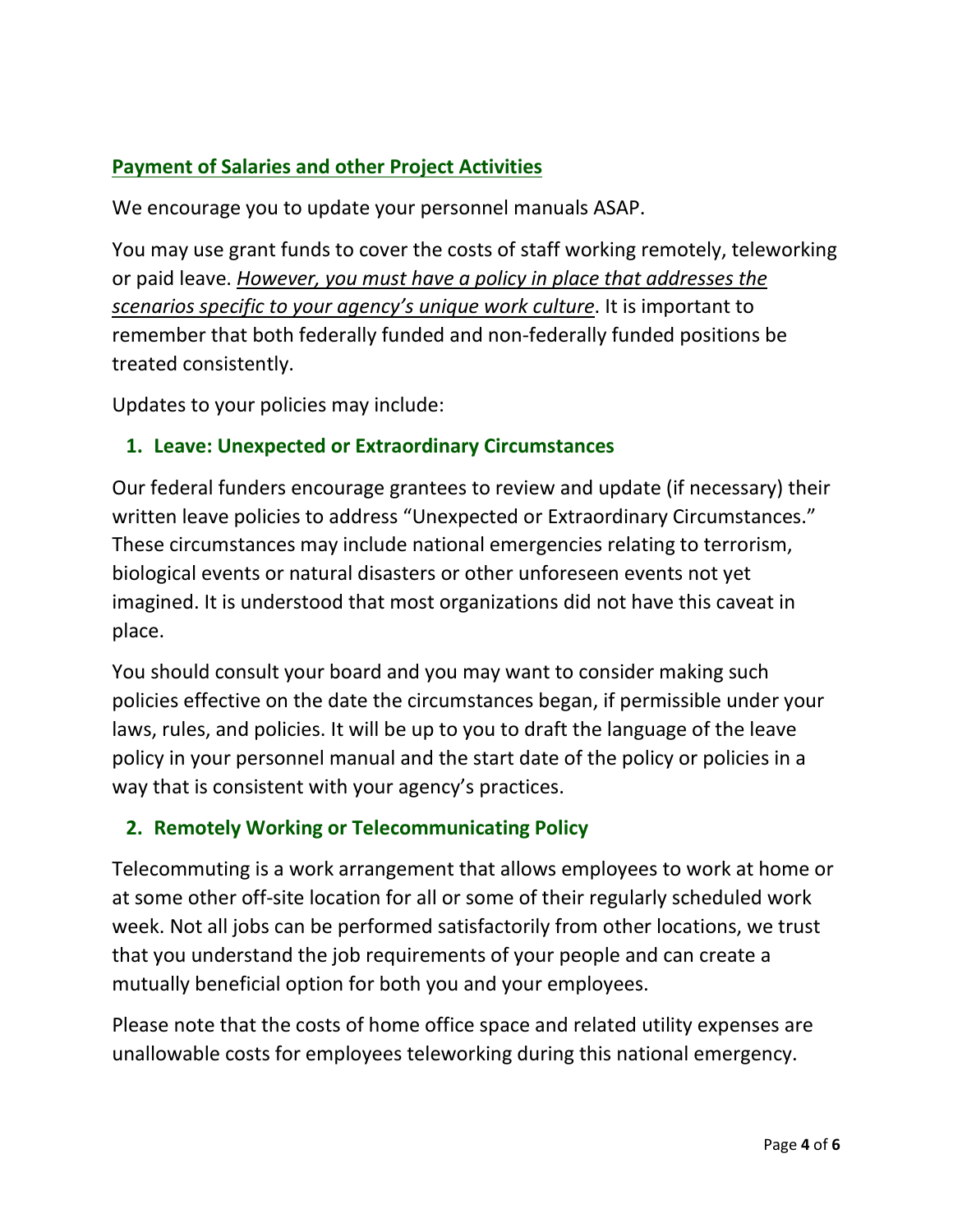## Payment of Salaries and other Project Activities

We encourage you to update your personnel manuals ASAP.

You may use grant funds to cover the costs of staff working remotely, teleworking or paid leave. ***However, you must have a policy in place that addresses the scenarios specific to your agency's unique work culture***. It is important to remember that both federally funded and non-federally funded positions be treated consistently.

Updates to your policies may include:

### 1. Leave: Unexpected or Extraordinary Circumstances

Our federal funders encourage grantees to review and update (if necessary) their written leave policies to address "Unexpected or Extraordinary Circumstances." These circumstances may include national emergencies relating to terrorism, biological events or natural disasters or other unforeseen events not yet imagined. It is understood that most organizations did not have this caveat in place.

You should consult your board and you may want to consider making such policies effective on the date the circumstances began, if permissible under your laws, rules, and policies. It will be up to you to draft the language of the leave policy in your personnel manual and the start date of the policy or policies in a way that is consistent with your agency's practices.

### 2. Remotely Working or Telecommunicating Policy

Telecommuting is a work arrangement that allows employees to work at home or at some other off-site location for all or some of their regularly scheduled work week. Not all jobs can be performed satisfactorily from other locations, we trust that you understand the job requirements of your people and can create a mutually beneficial option for both you and your employees.

Please note that the costs of home office space and related utility expenses are unallowable costs for employees teleworking during this national emergency.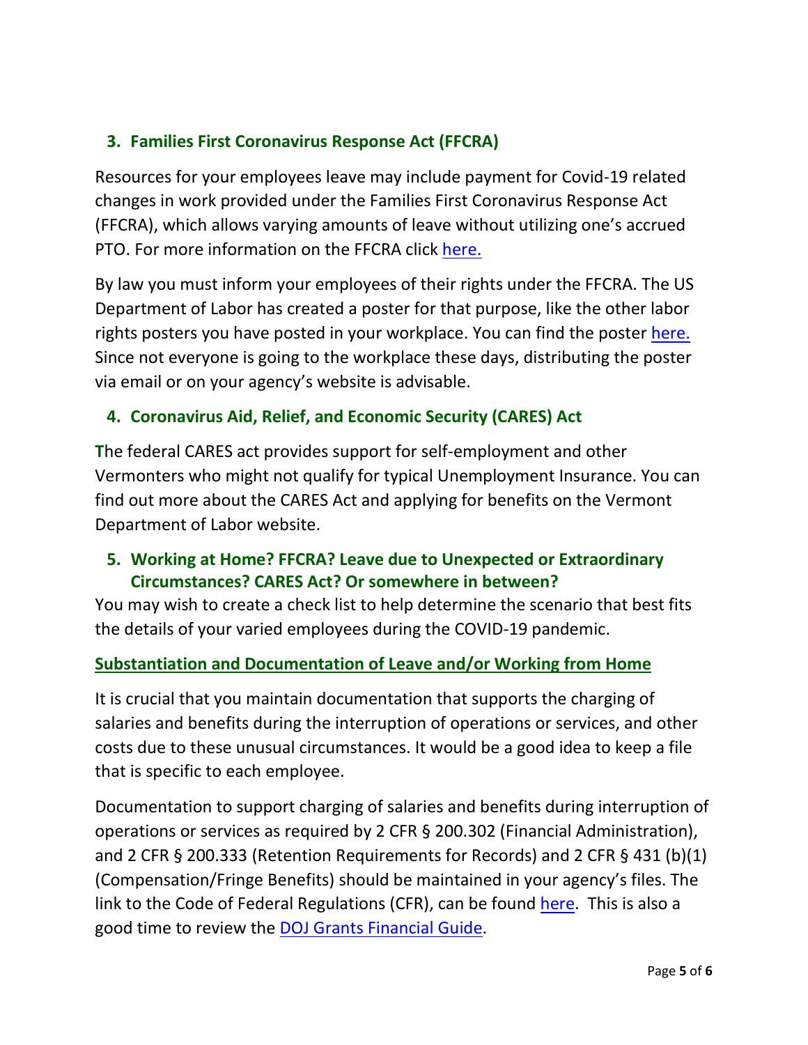3. **Families First Coronavirus Response Act (FFCRA)**

Resources for your employees leave may include payment for Covid-19 related changes in work provided under the Families First Coronavirus Response Act (FFCRA), which allows varying amounts of leave without utilizing one's accrued PTO. For more information on the FFCRA click [here.]()

By law you must inform your employees of their rights under the FFCRA. The US Department of Labor has created a poster for that purpose, like the other labor rights posters you have posted in your workplace. You can find the poster [here.]() Since not everyone is going to the workplace these days, distributing the poster via email or on your agency's website is advisable.

4. **Coronavirus Aid, Relief, and Economic Security (CARES) Act**

**T**he federal CARES act provides support for self-employment and other Vermonters who might not qualify for typical Unemployment Insurance. You can find out more about the CARES Act and applying for benefits on the Vermont Department of Labor website.

5. **Working at Home? FFCRA? Leave due to Unexpected or Extraordinary Circumstances? CARES Act? Or somewhere in between?**

You may wish to create a check list to help determine the scenario that best fits the details of your varied employees during the COVID-19 pandemic.

**Substantiation and Documentation of Leave and/or Working from Home**

It is crucial that you maintain documentation that supports the charging of salaries and benefits during the interruption of operations or services, and other costs due to these unusual circumstances. It would be a good idea to keep a file that is specific to each employee.

Documentation to support charging of salaries and benefits during interruption of operations or services as required by 2 CFR § 200.302 (Financial Administration), and 2 CFR § 200.333 (Retention Requirements for Records) and 2 CFR § 431 (b)(1) (Compensation/Fringe Benefits) should be maintained in your agency's files. The link to the Code of Federal Regulations (CFR), can be found [here](). This is also a good time to review the [DOJ Grants Financial Guide]().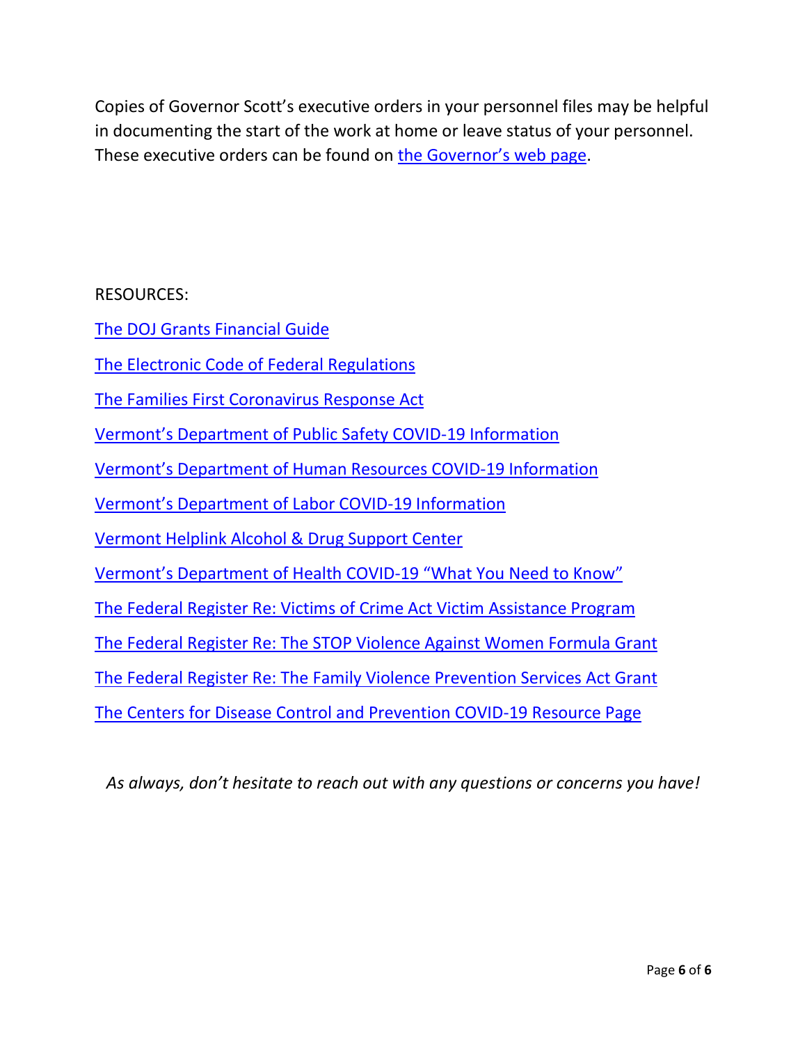Copies of Governor Scott's executive orders in your personnel files may be helpful in documenting the start of the work at home or leave status of your personnel. These executive orders can be found on the Governor's web page.

RESOURCES:

The DOJ Grants Financial Guide

The Electronic Code of Federal Regulations

The Families First Coronavirus Response Act

Vermont's Department of Public Safety COVID-19 Information

Vermont's Department of Human Resources COVID-19 Information

Vermont's Department of Labor COVID-19 Information

Vermont Helplink Alcohol & Drug Support Center

Vermont's Department of Health COVID-19 "What You Need to Know"

The Federal Register Re: Victims of Crime Act Victim Assistance Program

The Federal Register Re: The STOP Violence Against Women Formula Grant

The Federal Register Re: The Family Violence Prevention Services Act Grant

The Centers for Disease Control and Prevention COVID-19 Resource Page

*As always, don't hesitate to reach out with any questions or concerns you have!*